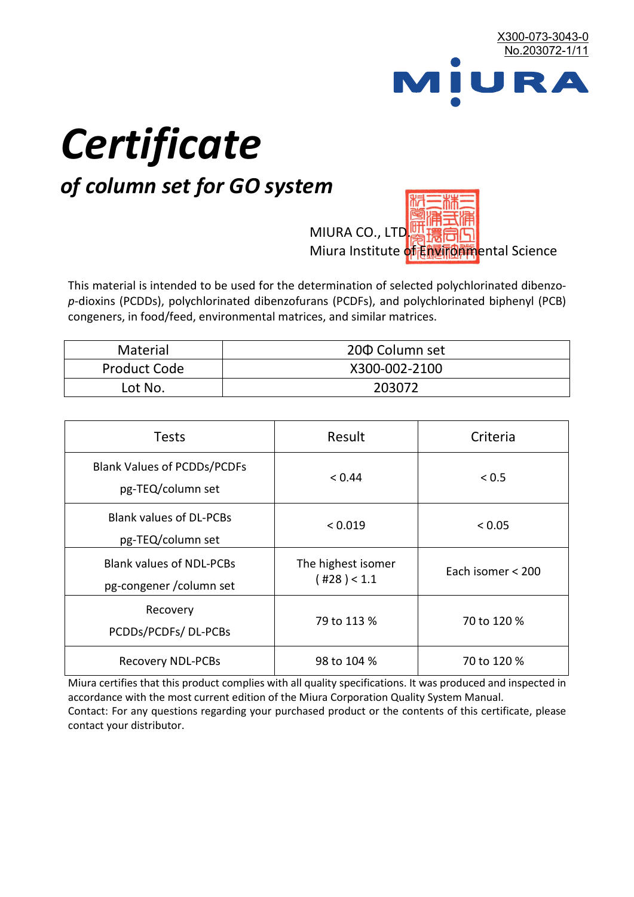X300-073-3043-0
No.203072-1/11

MIURA

# Certificate

## *of column set for GO system*

MIURA CO., LTD.
Miura Institute of Environmental Science

This material is intended to be used for the determination of selected polychlorinated dibenzo-*p*-dioxins (PCDDs), polychlorinated dibenzofurans (PCDFs), and polychlorinated biphenyl (PCB) congeners, in food/feed, environmental matrices, and similar matrices.

| Material | 20Φ Column set |
|---|---|
| Product Code | X300-002-2100 |
| Lot No. | 203072 |

| Tests | Result | Criteria |
|---|---|---|
| Blank Values of PCDDs/PCDFs pg-TEQ/column set | < 0.44 | < 0.5 |
| Blank values of DL-PCBs pg-TEQ/column set | < 0.019 | < 0.05 |
| Blank values of NDL-PCBs pg-congener /column set | The highest isomer ( #28 ) < 1.1 | Each isomer < 200 |
| Recovery PCDDs/PCDFs/ DL-PCBs | 79 to 113 % | 70 to 120 % |
| Recovery NDL-PCBs | 98 to 104 % | 70 to 120 % |

Miura certifies that this product complies with all quality specifications. It was produced and inspected in accordance with the most current edition of the Miura Corporation Quality System Manual.
Contact: For any questions regarding your purchased product or the contents of this certificate, please contact your distributor.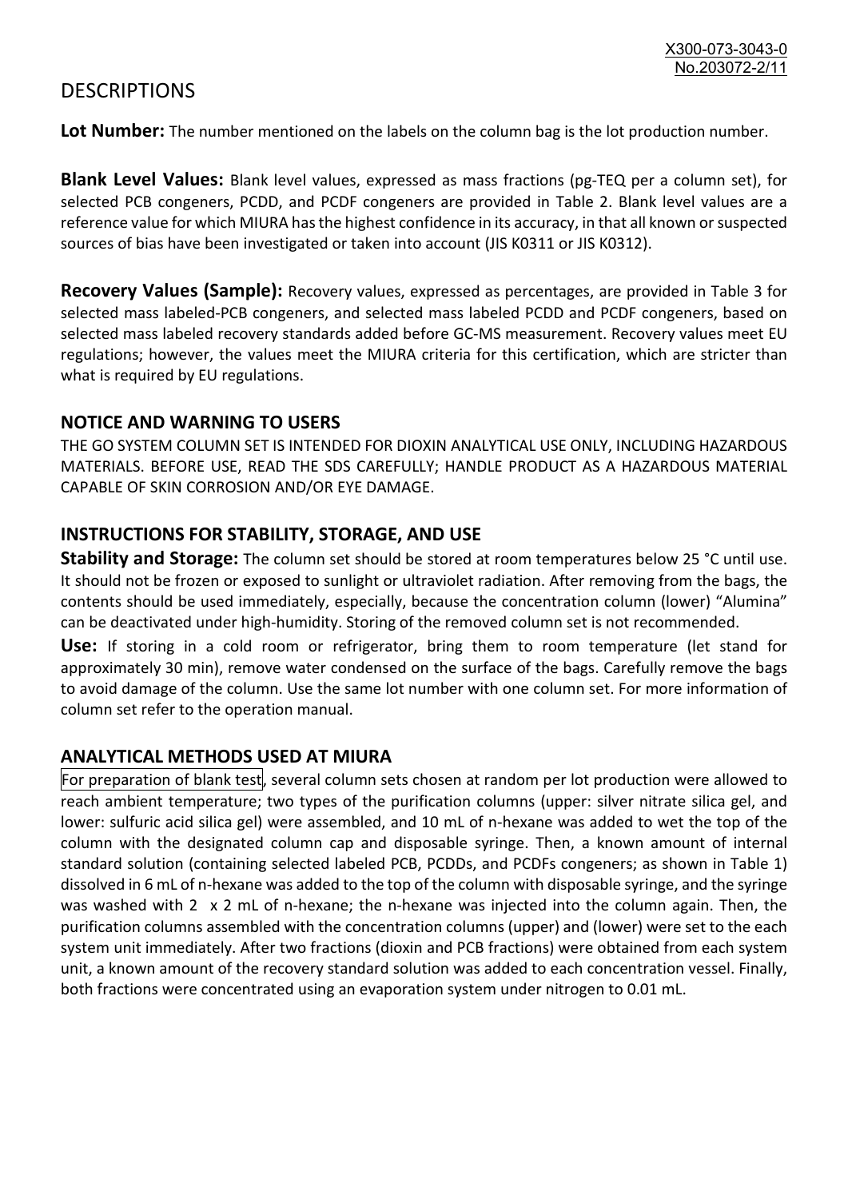# DESCRIPTIONS

**Lot Number:** The number mentioned on the labels on the column bag is the lot production number.

**Blank Level Values:** Blank level values, expressed as mass fractions (pg-TEQ per a column set), for selected PCB congeners, PCDD, and PCDF congeners are provided in Table 2. Blank level values are a reference value for which MIURA has the highest confidence in its accuracy, in that all known or suspected sources of bias have been investigated or taken into account (JIS K0311 or JIS K0312).

**Recovery Values (Sample):** Recovery values, expressed as percentages, are provided in Table 3 for selected mass labeled-PCB congeners, and selected mass labeled PCDD and PCDF congeners, based on selected mass labeled recovery standards added before GC-MS measurement. Recovery values meet EU regulations; however, the values meet the MIURA criteria for this certification, which are stricter than what is required by EU regulations.

## NOTICE AND WARNING TO USERS

THE GO SYSTEM COLUMN SET IS INTENDED FOR DIOXIN ANALYTICAL USE ONLY, INCLUDING HAZARDOUS MATERIALS. BEFORE USE, READ THE SDS CAREFULLY; HANDLE PRODUCT AS A HAZARDOUS MATERIAL CAPABLE OF SKIN CORROSION AND/OR EYE DAMAGE.

## INSTRUCTIONS FOR STABILITY, STORAGE, AND USE

**Stability and Storage:** The column set should be stored at room temperatures below 25 °C until use. It should not be frozen or exposed to sunlight or ultraviolet radiation. After removing from the bags, the contents should be used immediately, especially, because the concentration column (lower) "Alumina" can be deactivated under high-humidity. Storing of the removed column set is not recommended.

**Use:** If storing in a cold room or refrigerator, bring them to room temperature (let stand for approximately 30 min), remove water condensed on the surface of the bags. Carefully remove the bags to avoid damage of the column. Use the same lot number with one column set. For more information of column set refer to the operation manual.

## ANALYTICAL METHODS USED AT MIURA

For preparation of blank test, several column sets chosen at random per lot production were allowed to reach ambient temperature; two types of the purification columns (upper: silver nitrate silica gel, and lower: sulfuric acid silica gel) were assembled, and 10 mL of n-hexane was added to wet the top of the column with the designated column cap and disposable syringe. Then, a known amount of internal standard solution (containing selected labeled PCB, PCDDs, and PCDFs congeners; as shown in Table 1) dissolved in 6 mL of n-hexane was added to the top of the column with disposable syringe, and the syringe was washed with 2 x 2 mL of n-hexane; the n-hexane was injected into the column again. Then, the purification columns assembled with the concentration columns (upper) and (lower) were set to the each system unit immediately. After two fractions (dioxin and PCB fractions) were obtained from each system unit, a known amount of the recovery standard solution was added to each concentration vessel. Finally, both fractions were concentrated using an evaporation system under nitrogen to 0.01 mL.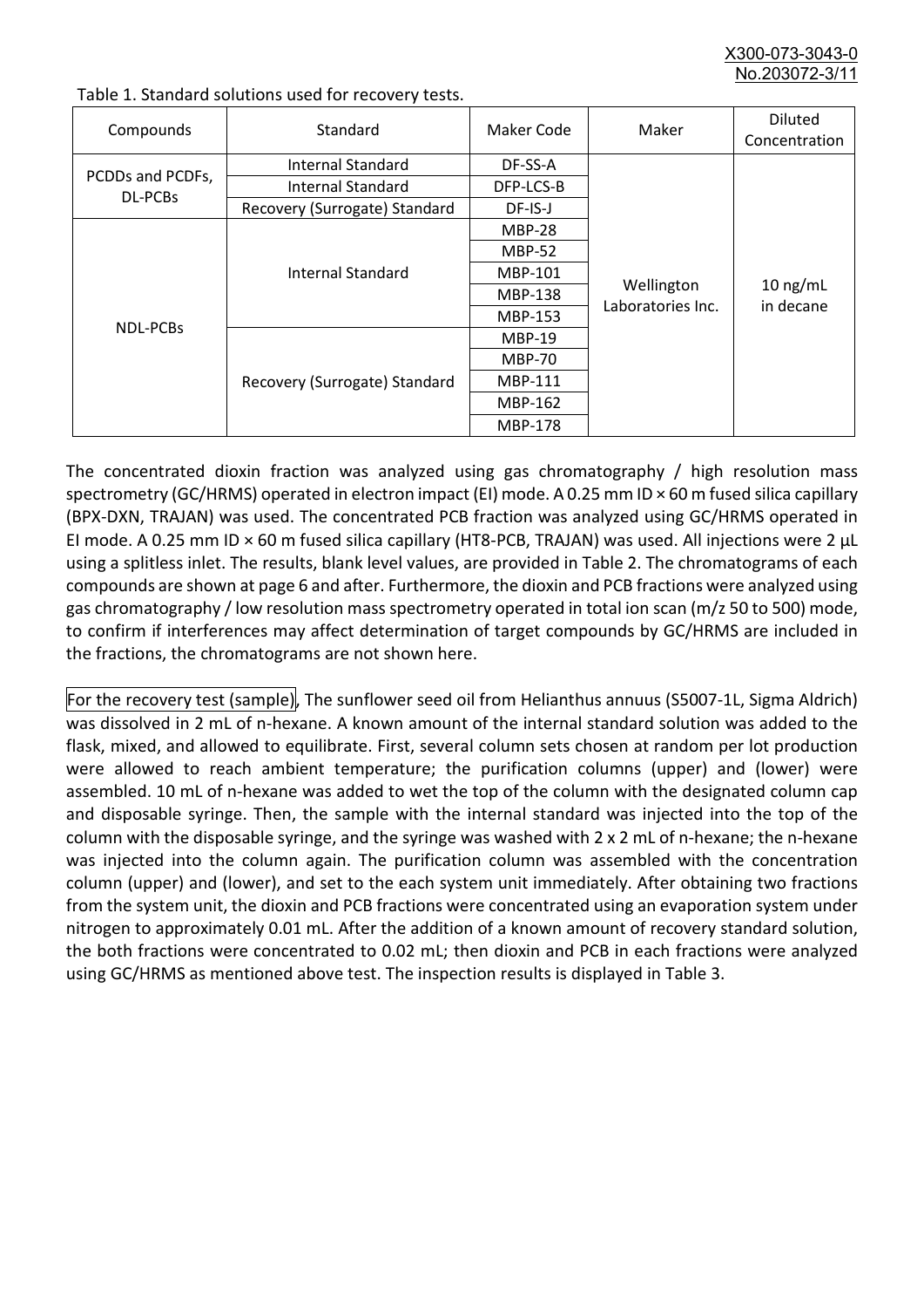Table 1. Standard solutions used for recovery tests.

| Compounds | Standard | Maker Code | Maker | Diluted Concentration |
|---|---|---|---|---|
| PCDDs and PCDFs, DL-PCBs | Internal Standard | DF-SS-A | Wellington Laboratories Inc. | 10 ng/mL in decane |
| | Internal Standard | DFP-LCS-B | | |
| | Recovery (Surrogate) Standard | DF-IS-J | | |
| NDL-PCBs | Internal Standard | MBP-28 | | |
| | | MBP-52 | | |
| | | MBP-101 | | |
| | | MBP-138 | | |
| | | MBP-153 | | |
| | Recovery (Surrogate) Standard | MBP-19 | | |
| | | MBP-70 | | |
| | | MBP-111 | | |
| | | MBP-162 | | |
| | | MBP-178 | | |

The concentrated dioxin fraction was analyzed using gas chromatography / high resolution mass spectrometry (GC/HRMS) operated in electron impact (EI) mode. A 0.25 mm ID × 60 m fused silica capillary (BPX-DXN, TRAJAN) was used. The concentrated PCB fraction was analyzed using GC/HRMS operated in EI mode. A 0.25 mm ID × 60 m fused silica capillary (HT8-PCB, TRAJAN) was used. All injections were 2 µL using a splitless inlet. The results, blank level values, are provided in Table 2. The chromatograms of each compounds are shown at page 6 and after. Furthermore, the dioxin and PCB fractions were analyzed using gas chromatography / low resolution mass spectrometry operated in total ion scan (m/z 50 to 500) mode, to confirm if interferences may affect determination of target compounds by GC/HRMS are included in the fractions, the chromatograms are not shown here.

For the recovery test (sample), The sunflower seed oil from Helianthus annuus (S5007-1L, Sigma Aldrich) was dissolved in 2 mL of n-hexane. A known amount of the internal standard solution was added to the flask, mixed, and allowed to equilibrate. First, several column sets chosen at random per lot production were allowed to reach ambient temperature; the purification columns (upper) and (lower) were assembled. 10 mL of n-hexane was added to wet the top of the column with the designated column cap and disposable syringe. Then, the sample with the internal standard was injected into the top of the column with the disposable syringe, and the syringe was washed with 2 x 2 mL of n-hexane; the n-hexane was injected into the column again. The purification column was assembled with the concentration column (upper) and (lower), and set to the each system unit immediately. After obtaining two fractions from the system unit, the dioxin and PCB fractions were concentrated using an evaporation system under nitrogen to approximately 0.01 mL. After the addition of a known amount of recovery standard solution, the both fractions were concentrated to 0.02 mL; then dioxin and PCB in each fractions were analyzed using GC/HRMS as mentioned above test. The inspection results is displayed in Table 3.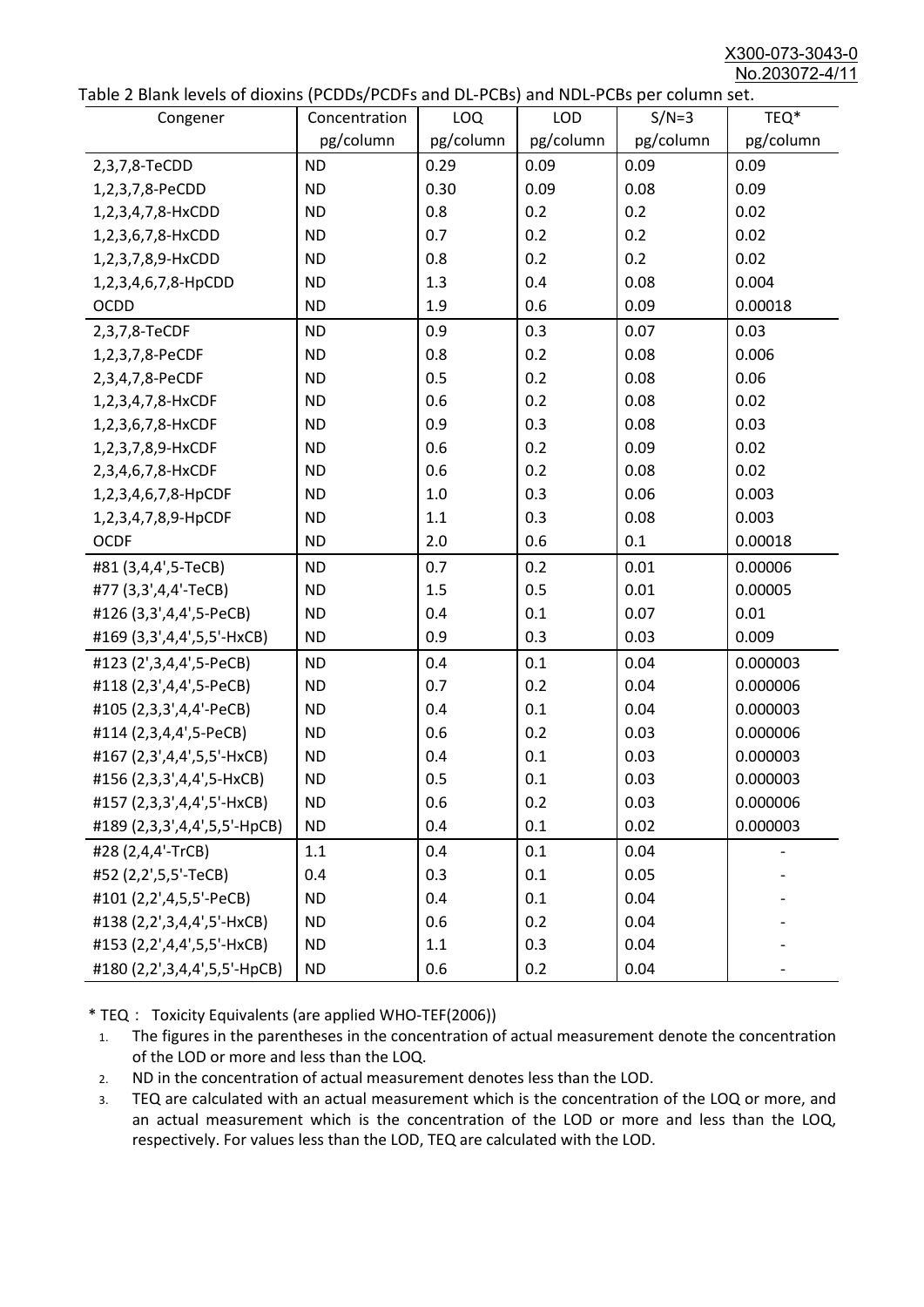Table 2 Blank levels of dioxins (PCDDs/PCDFs and DL-PCBs) and NDL-PCBs per column set.

| Congener | Concentration pg/column | LOQ pg/column | LOD pg/column | S/N=3 pg/column | TEQ* pg/column |
|---|---|---|---|---|---|
| 2,3,7,8-TeCDD | ND | 0.29 | 0.09 | 0.09 | 0.09 |
| 1,2,3,7,8-PeCDD | ND | 0.30 | 0.09 | 0.08 | 0.09 |
| 1,2,3,4,7,8-HxCDD | ND | 0.8 | 0.2 | 0.2 | 0.02 |
| 1,2,3,6,7,8-HxCDD | ND | 0.7 | 0.2 | 0.2 | 0.02 |
| 1,2,3,7,8,9-HxCDD | ND | 0.8 | 0.2 | 0.2 | 0.02 |
| 1,2,3,4,6,7,8-HpCDD | ND | 1.3 | 0.4 | 0.08 | 0.004 |
| OCDD | ND | 1.9 | 0.6 | 0.09 | 0.00018 |
| 2,3,7,8-TeCDF | ND | 0.9 | 0.3 | 0.07 | 0.03 |
| 1,2,3,7,8-PeCDF | ND | 0.8 | 0.2 | 0.08 | 0.006 |
| 2,3,4,7,8-PeCDF | ND | 0.5 | 0.2 | 0.08 | 0.06 |
| 1,2,3,4,7,8-HxCDF | ND | 0.6 | 0.2 | 0.08 | 0.02 |
| 1,2,3,6,7,8-HxCDF | ND | 0.9 | 0.3 | 0.08 | 0.03 |
| 1,2,3,7,8,9-HxCDF | ND | 0.6 | 0.2 | 0.09 | 0.02 |
| 2,3,4,6,7,8-HxCDF | ND | 0.6 | 0.2 | 0.08 | 0.02 |
| 1,2,3,4,6,7,8-HpCDF | ND | 1.0 | 0.3 | 0.06 | 0.003 |
| 1,2,3,4,7,8,9-HpCDF | ND | 1.1 | 0.3 | 0.08 | 0.003 |
| OCDF | ND | 2.0 | 0.6 | 0.1 | 0.00018 |
| #81 (3,4,4',5-TeCB) | ND | 0.7 | 0.2 | 0.01 | 0.00006 |
| #77 (3,3',4,4'-TeCB) | ND | 1.5 | 0.5 | 0.01 | 0.00005 |
| #126 (3,3',4,4',5-PeCB) | ND | 0.4 | 0.1 | 0.07 | 0.01 |
| #169 (3,3',4,4',5,5'-HxCB) | ND | 0.9 | 0.3 | 0.03 | 0.009 |
| #123 (2',3,4,4',5-PeCB) | ND | 0.4 | 0.1 | 0.04 | 0.000003 |
| #118 (2,3',4,4',5-PeCB) | ND | 0.7 | 0.2 | 0.04 | 0.000006 |
| #105 (2,3,3',4,4'-PeCB) | ND | 0.4 | 0.1 | 0.04 | 0.000003 |
| #114 (2,3,4,4',5-PeCB) | ND | 0.6 | 0.2 | 0.03 | 0.000006 |
| #167 (2,3',4,4',5,5'-HxCB) | ND | 0.4 | 0.1 | 0.03 | 0.000003 |
| #156 (2,3,3',4,4',5-HxCB) | ND | 0.5 | 0.1 | 0.03 | 0.000003 |
| #157 (2,3,3',4,4',5'-HxCB) | ND | 0.6 | 0.2 | 0.03 | 0.000006 |
| #189 (2,3,3',4,4',5,5'-HpCB) | ND | 0.4 | 0.1 | 0.02 | 0.000003 |
| #28 (2,4,4'-TrCB) | 1.1 | 0.4 | 0.1 | 0.04 | - |
| #52 (2,2',5,5'-TeCB) | 0.4 | 0.3 | 0.1 | 0.05 | - |
| #101 (2,2',4,5,5'-PeCB) | ND | 0.4 | 0.1 | 0.04 | - |
| #138 (2,2',3,4,4',5'-HxCB) | ND | 0.6 | 0.2 | 0.04 | - |
| #153 (2,2',4,4',5,5'-HxCB) | ND | 1.1 | 0.3 | 0.04 | - |
| #180 (2,2',3,4,4',5,5'-HpCB) | ND | 0.6 | 0.2 | 0.04 | - |

* TEQ： Toxicity Equivalents (are applied WHO-TEF(2006))

1. The figures in the parentheses in the concentration of actual measurement denote the concentration of the LOD or more and less than the LOQ.
2. ND in the concentration of actual measurement denotes less than the LOD.
3. TEQ are calculated with an actual measurement which is the concentration of the LOQ or more, and an actual measurement which is the concentration of the LOD or more and less than the LOQ, respectively. For values less than the LOD, TEQ are calculated with the LOD.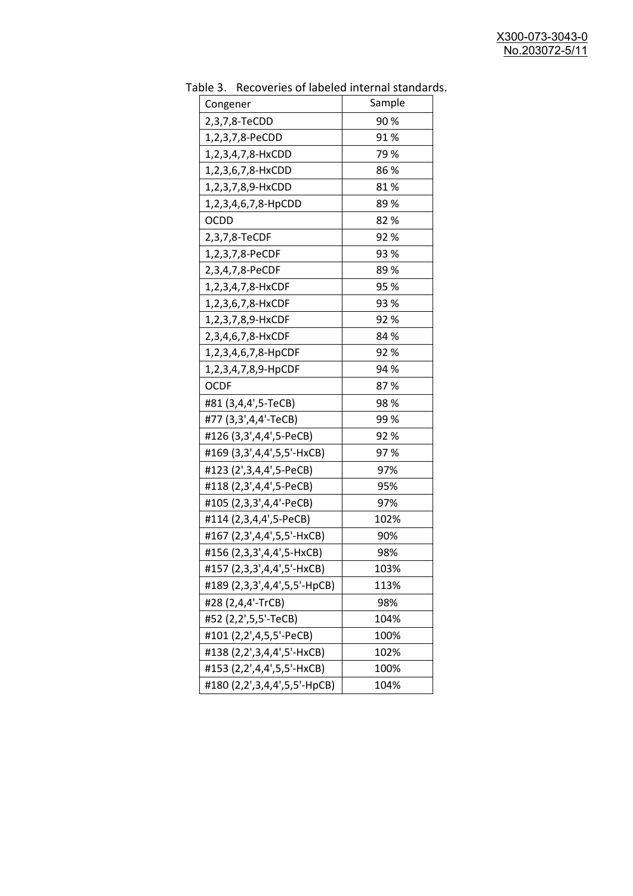Table 3. Recoveries of labeled internal standards.

| Congener | Sample |
|---|---|
| 2,3,7,8-TeCDD | 90 % |
| 1,2,3,7,8-PeCDD | 91 % |
| 1,2,3,4,7,8-HxCDD | 79 % |
| 1,2,3,6,7,8-HxCDD | 86 % |
| 1,2,3,7,8,9-HxCDD | 81 % |
| 1,2,3,4,6,7,8-HpCDD | 89 % |
| OCDD | 82 % |
| 2,3,7,8-TeCDF | 92 % |
| 1,2,3,7,8-PeCDF | 93 % |
| 2,3,4,7,8-PeCDF | 89 % |
| 1,2,3,4,7,8-HxCDF | 95 % |
| 1,2,3,6,7,8-HxCDF | 93 % |
| 1,2,3,7,8,9-HxCDF | 92 % |
| 2,3,4,6,7,8-HxCDF | 84 % |
| 1,2,3,4,6,7,8-HpCDF | 92 % |
| 1,2,3,4,7,8,9-HpCDF | 94 % |
| OCDF | 87 % |
| #81 (3,4,4',5-TeCB) | 98 % |
| #77 (3,3',4,4'-TeCB) | 99 % |
| #126 (3,3',4,4',5-PeCB) | 92 % |
| #169 (3,3',4,4',5,5'-HxCB) | 97 % |
| #123 (2',3,4,4',5-PeCB) | 97% |
| #118 (2,3',4,4',5-PeCB) | 95% |
| #105 (2,3,3',4,4'-PeCB) | 97% |
| #114 (2,3,4,4',5-PeCB) | 102% |
| #167 (2,3',4,4',5,5'-HxCB) | 90% |
| #156 (2,3,3',4,4',5-HxCB) | 98% |
| #157 (2,3,3',4,4',5'-HxCB) | 103% |
| #189 (2,3,3',4,4',5,5'-HpCB) | 113% |
| #28 (2,4,4'-TrCB) | 98% |
| #52 (2,2',5,5'-TeCB) | 104% |
| #101 (2,2',4,5,5'-PeCB) | 100% |
| #138 (2,2',3,4,4',5'-HxCB) | 102% |
| #153 (2,2',4,4',5,5'-HxCB) | 100% |
| #180 (2,2',3,4,4',5,5'-HpCB) | 104% |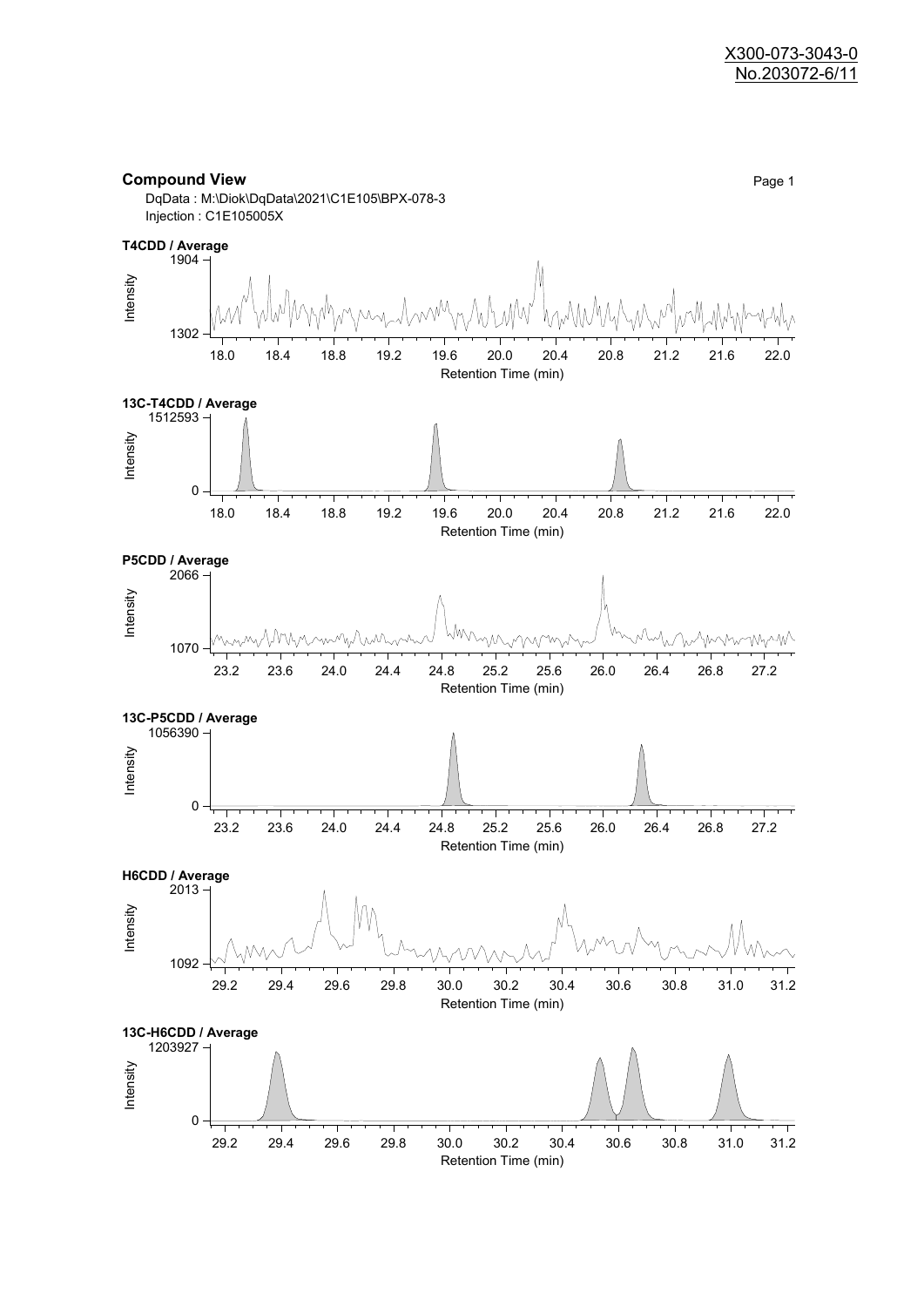## Compound View

DqData : M:\Diok\DqData\2021\C1E105\BPX-078-3
Injection : C1E105005X

**T4CDD / Average**

Intensity: 1302 – 1904
Retention Time (min): 18.0, 18.4, 18.8, 19.2, 19.6, 20.0, 20.4, 20.8, 21.2, 21.6, 22.0

**13C-T4CDD / Average**

Intensity: 0 – 1512593
Retention Time (min): 18.0, 18.4, 18.8, 19.2, 19.6, 20.0, 20.4, 20.8, 21.2, 21.6, 22.0

**P5CDD / Average**

Intensity: 1070 – 2066
Retention Time (min): 23.2, 23.6, 24.0, 24.4, 24.8, 25.2, 25.6, 26.0, 26.4, 26.8, 27.2

**13C-P5CDD / Average**

Intensity: 0 – 1056390
Retention Time (min): 23.2, 23.6, 24.0, 24.4, 24.8, 25.2, 25.6, 26.0, 26.4, 26.8, 27.2

**H6CDD / Average**

Intensity: 1092 – 2013
Retention Time (min): 29.2, 29.4, 29.6, 29.8, 30.0, 30.2, 30.4, 30.6, 30.8, 31.0, 31.2

**13C-H6CDD / Average**

Intensity: 0 – 1203927
Retention Time (min): 29.2, 29.4, 29.6, 29.8, 30.0, 30.2, 30.4, 30.6, 30.8, 31.0, 31.2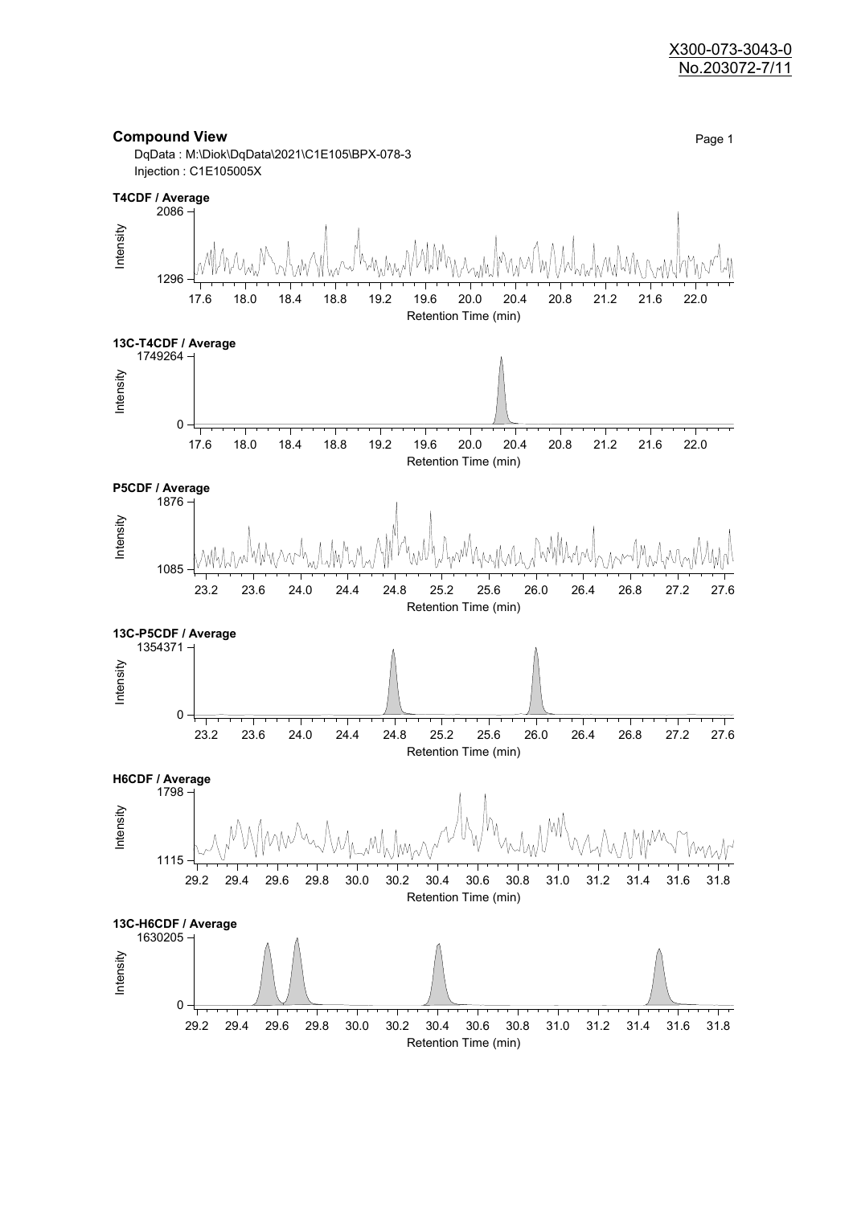X300-073-3043-0
No.203072-7/11

## Compound View

DqData : M:\Diok\DqData\2021\C1E105\BPX-078-3
Injection : C1E105005X

**T4CDF / Average**

Intensity: 1296 – 2086

Retention Time (min): 17.6, 18.0, 18.4, 18.8, 19.2, 19.6, 20.0, 20.4, 20.8, 21.2, 21.6, 22.0

**13C-T4CDF / Average**

Intensity: 0 – 1749264

Retention Time (min): 17.6, 18.0, 18.4, 18.8, 19.2, 19.6, 20.0, 20.4, 20.8, 21.2, 21.6, 22.0

**P5CDF / Average**

Intensity: 1085 – 1876

Retention Time (min): 23.2, 23.6, 24.0, 24.4, 24.8, 25.2, 25.6, 26.0, 26.4, 26.8, 27.2, 27.6

**13C-P5CDF / Average**

Intensity: 0 – 1354371

Retention Time (min): 23.2, 23.6, 24.0, 24.4, 24.8, 25.2, 25.6, 26.0, 26.4, 26.8, 27.2, 27.6

**H6CDF / Average**

Intensity: 1115 – 1798

Retention Time (min): 29.2, 29.4, 29.6, 29.8, 30.0, 30.2, 30.4, 30.6, 30.8, 31.0, 31.2, 31.4, 31.6, 31.8

**13C-H6CDF / Average**

Intensity: 0 – 1630205

Retention Time (min): 29.2, 29.4, 29.6, 29.8, 30.0, 30.2, 30.4, 30.6, 30.8, 31.0, 31.2, 31.4, 31.6, 31.8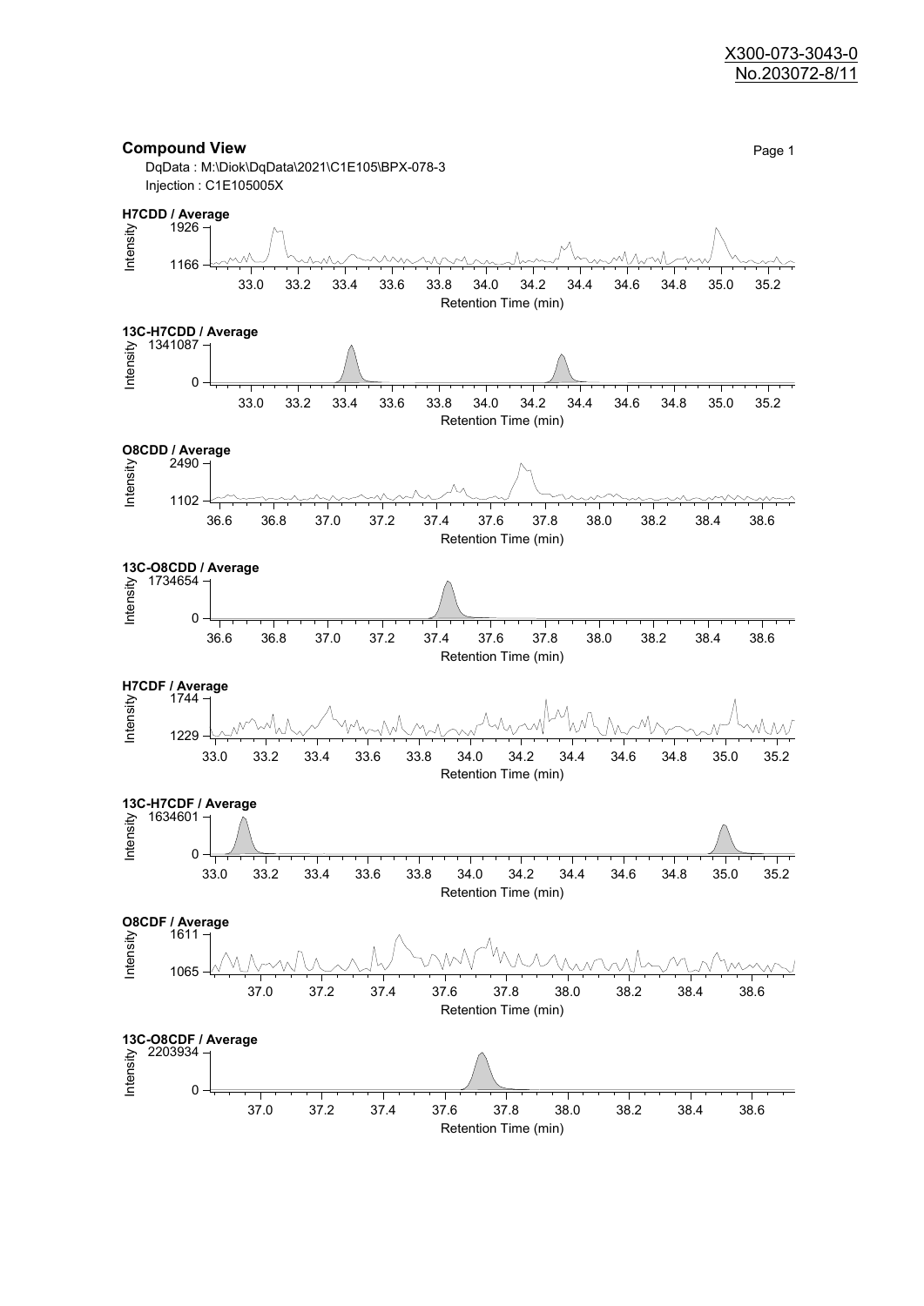X300-073-3043-0
No.203072-8/11

## Compound View

DqData : M:\Diok\DqData\2021\C1E105\BPX-078-3
Injection : C1E105005X

**H7CDD / Average**

Intensity: 1926 – 1166
Retention Time (min): 33.0 – 35.2

**13C-H7CDD / Average**

Intensity: 1341087 – 0
Retention Time (min): 33.0 – 35.2

**O8CDD / Average**

Intensity: 2490 – 1102
Retention Time (min): 36.6 – 38.6

**13C-O8CDD / Average**

Intensity: 1734654 – 0
Retention Time (min): 36.6 – 38.6

**H7CDF / Average**

Intensity: 1744 – 1229
Retention Time (min): 33.0 – 35.2

**13C-H7CDF / Average**

Intensity: 1634601 – 0
Retention Time (min): 33.0 – 35.2

**O8CDF / Average**

Intensity: 1611 – 1065
Retention Time (min): 37.0 – 38.6

**13C-O8CDF / Average**

Intensity: 2203934 – 0
Retention Time (min): 37.0 – 38.6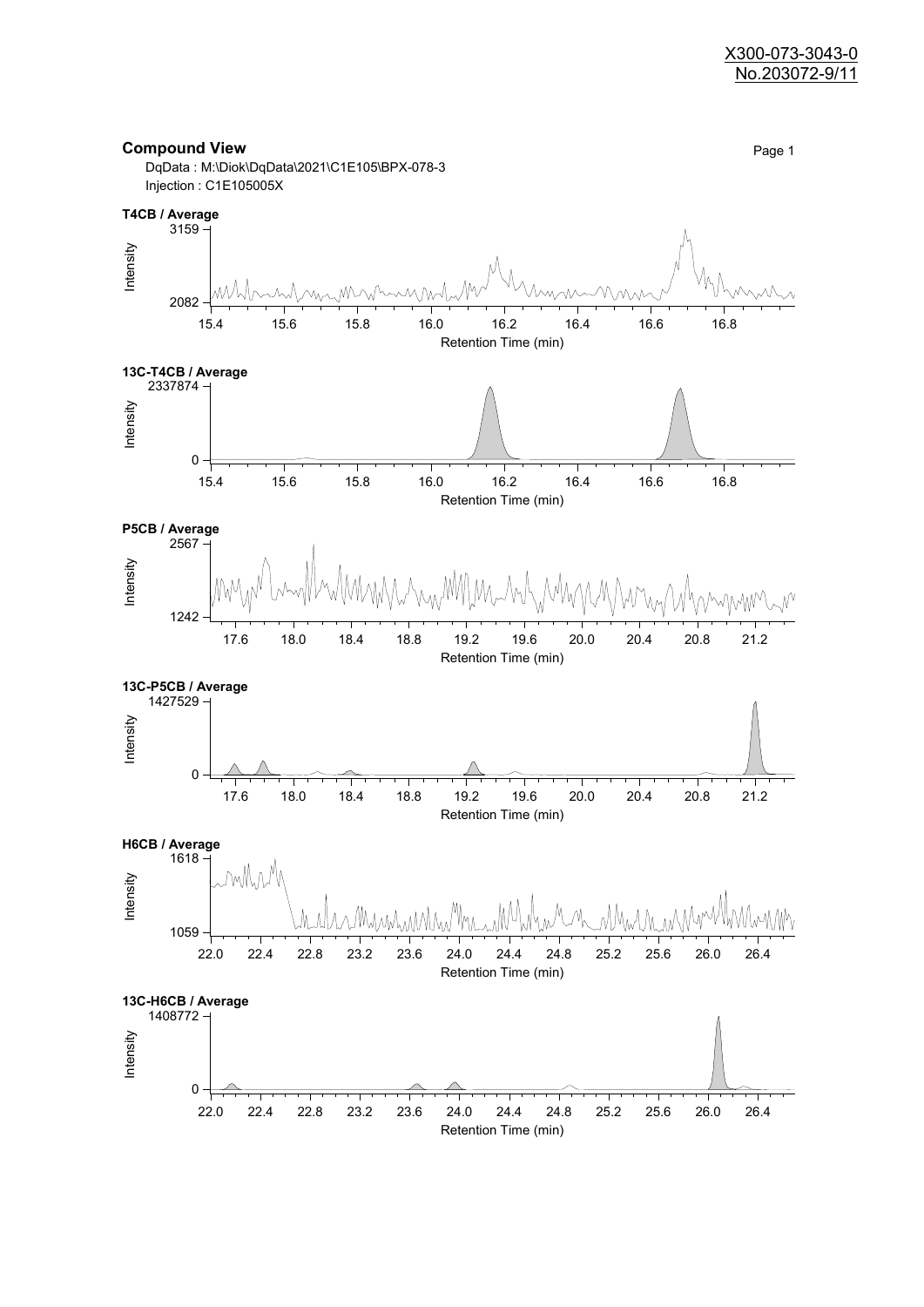X300-073-3043-0
No.203072-9/11

## Compound View

DqData : M:\Diok\DqData\2021\C1E105\BPX-078-3
Injection : C1E105005X

**T4CB / Average**

Intensity: 2082 – 3159
Retention Time (min): 15.4, 15.6, 15.8, 16.0, 16.2, 16.4, 16.6, 16.8

**13C-T4CB / Average**

Intensity: 0 – 2337874
Retention Time (min): 15.4, 15.6, 15.8, 16.0, 16.2, 16.4, 16.6, 16.8

**P5CB / Average**

Intensity: 1242 – 2567
Retention Time (min): 17.6, 18.0, 18.4, 18.8, 19.2, 19.6, 20.0, 20.4, 20.8, 21.2

**13C-P5CB / Average**

Intensity: 0 – 1427529
Retention Time (min): 17.6, 18.0, 18.4, 18.8, 19.2, 19.6, 20.0, 20.4, 20.8, 21.2

**H6CB / Average**

Intensity: 1059 – 1618
Retention Time (min): 22.0, 22.4, 22.8, 23.2, 23.6, 24.0, 24.4, 24.8, 25.2, 25.6, 26.0, 26.4

**13C-H6CB / Average**

Intensity: 0 – 1408772
Retention Time (min): 22.0, 22.4, 22.8, 23.2, 23.6, 24.0, 24.4, 24.8, 25.2, 25.6, 26.0, 26.4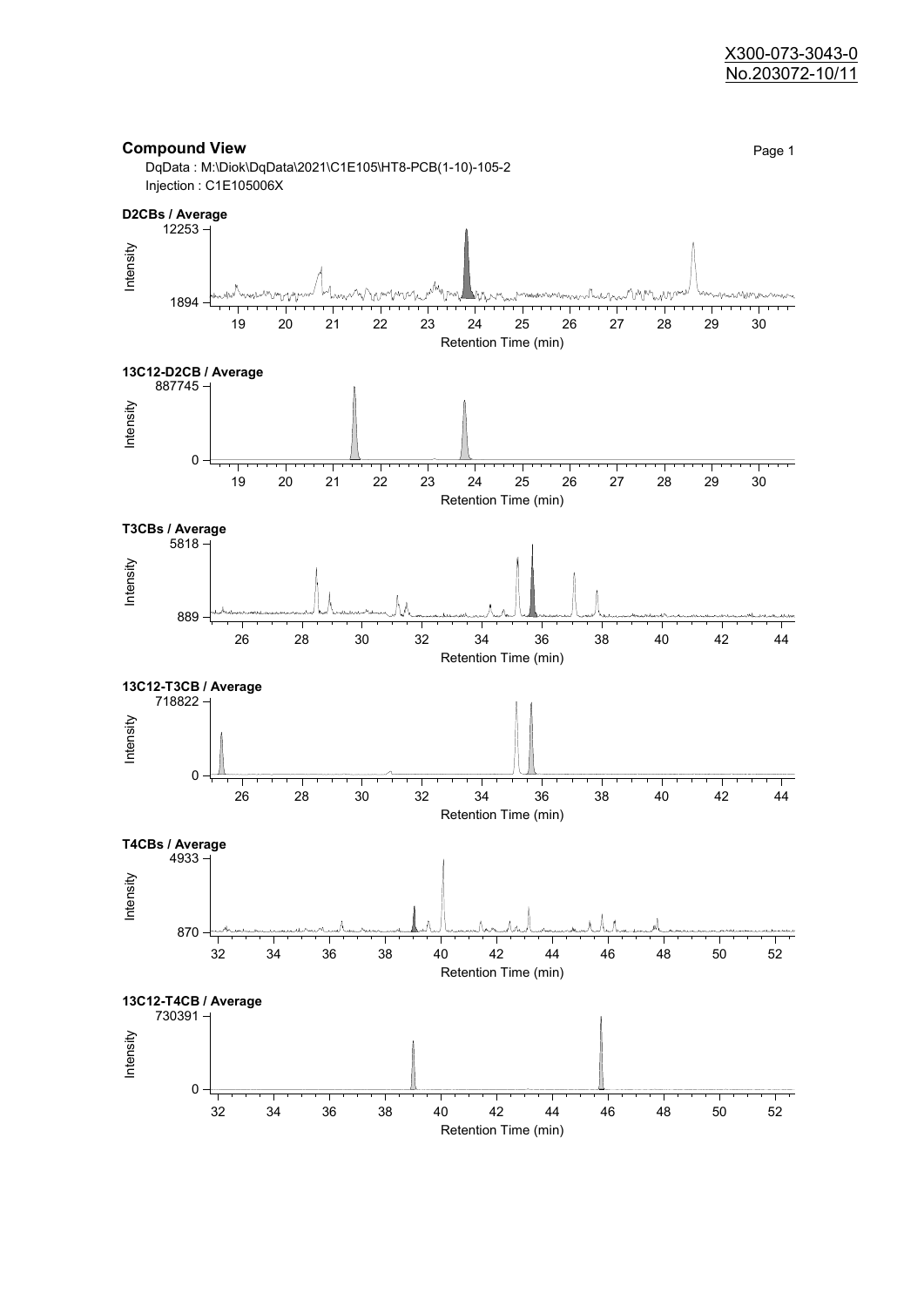X300-073-3043-0
No.203072-10/11

## Compound View

DqData : M:\Diok\DqData\2021\C1E105\HT8-PCB(1-10)-105-2
Injection : C1E105006X

**D2CBs / Average**

Intensity: 1894 – 12253
Retention Time (min): 19, 20, 21, 22, 23, 24, 25, 26, 27, 28, 29, 30

**13C12-D2CB / Average**

Intensity: 0 – 887745
Retention Time (min): 19, 20, 21, 22, 23, 24, 25, 26, 27, 28, 29, 30

**T3CBs / Average**

Intensity: 889 – 5818
Retention Time (min): 26, 28, 30, 32, 34, 36, 38, 40, 42, 44

**13C12-T3CB / Average**

Intensity: 0 – 718822
Retention Time (min): 26, 28, 30, 32, 34, 36, 38, 40, 42, 44

**T4CBs / Average**

Intensity: 870 – 4933
Retention Time (min): 32, 34, 36, 38, 40, 42, 44, 46, 48, 50, 52

**13C12-T4CB / Average**

Intensity: 0 – 730391
Retention Time (min): 32, 34, 36, 38, 40, 42, 44, 46, 48, 50, 52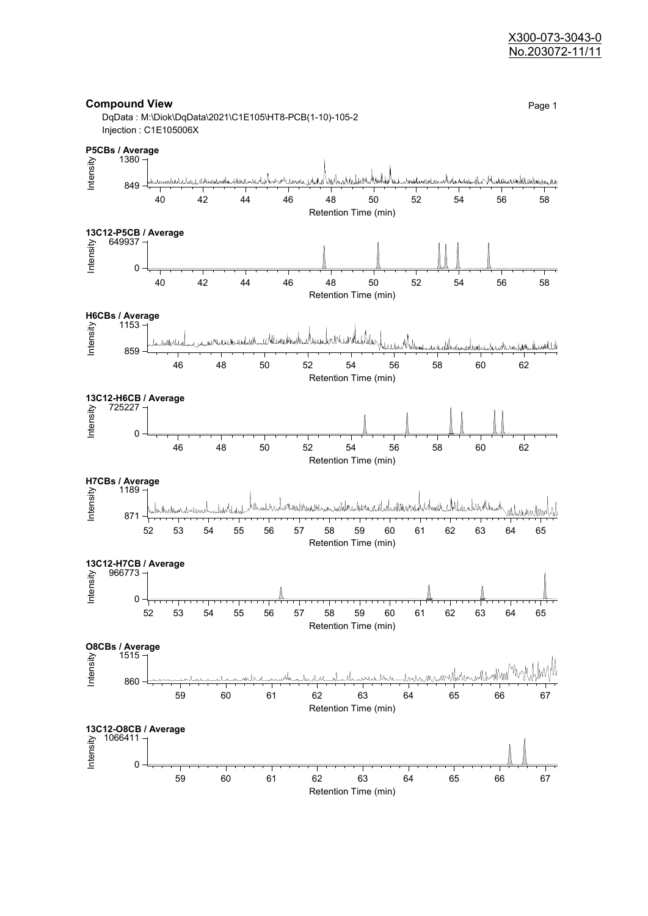X300-073-3043-0
No.203072-11/11

## Compound View

Page 1

DqData : M:\Diok\DqData\2021\C1E105\HT8-PCB(1-10)-105-2
Injection : C1E105006X

**P5CBs / Average**

Intensity
1380
849
40 42 44 46 48 50 52 54 56 58
Retention Time (min)

**13C12-P5CB / Average**

Intensity
649937
0
40 42 44 46 48 50 52 54 56 58
Retention Time (min)

**H6CBs / Average**

Intensity
1153
859
46 48 50 52 54 56 58 60 62
Retention Time (min)

**13C12-H6CB / Average**

Intensity
725227
0
46 48 50 52 54 56 58 60 62
Retention Time (min)

**H7CBs / Average**

Intensity
1189
871
52 53 54 55 56 57 58 59 60 61 62 63 64 65
Retention Time (min)

**13C12-H7CB / Average**

Intensity
966773
0
52 53 54 55 56 57 58 59 60 61 62 63 64 65
Retention Time (min)

**O8CBs / Average**

Intensity
1515
860
59 60 61 62 63 64 65 66 67
Retention Time (min)

**13C12-O8CB / Average**

Intensity
1066411
0
59 60 61 62 63 64 65 66 67
Retention Time (min)